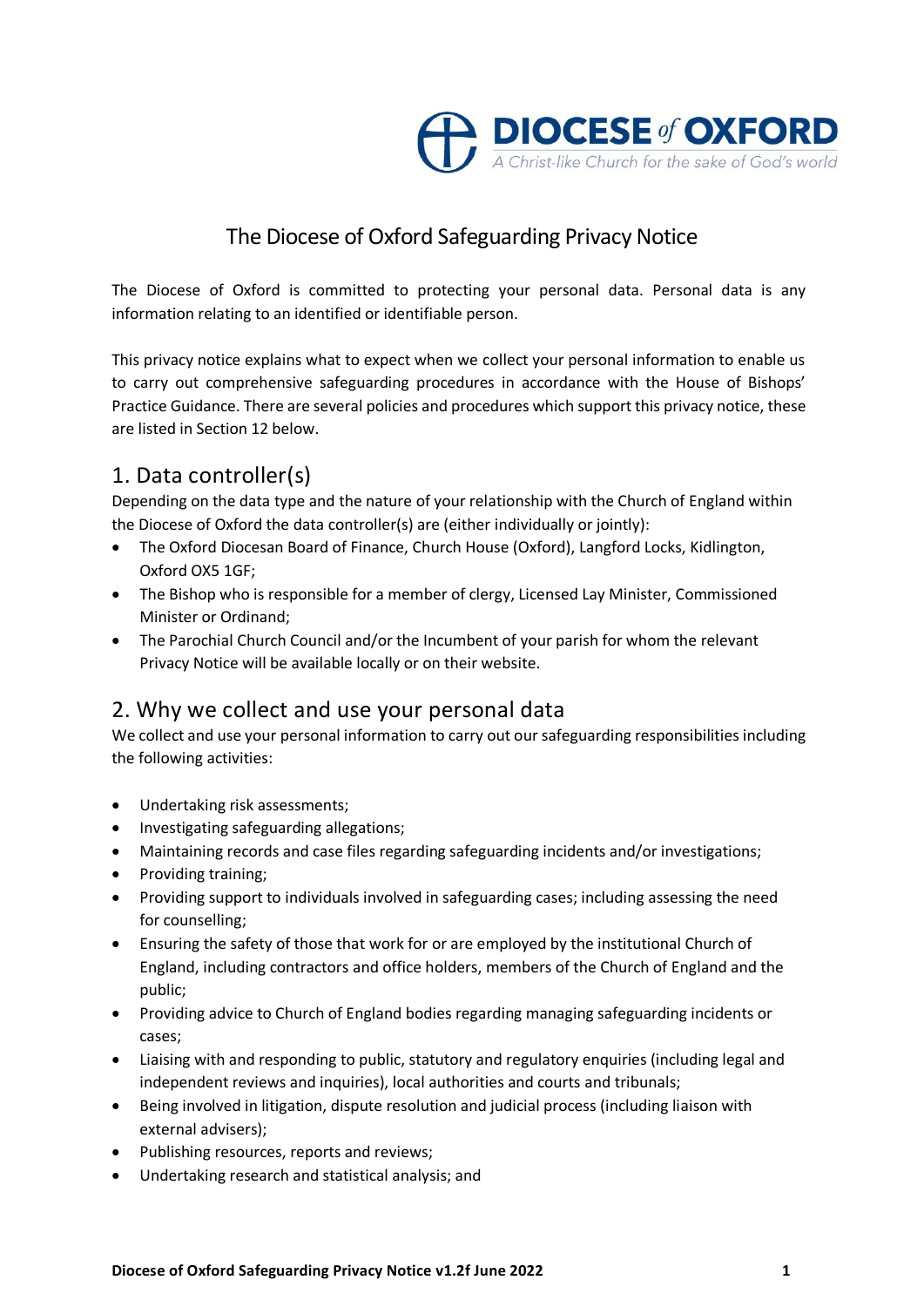DIOCESE of OXFORD

A Christ-like Church for the sake of God's world

# The Diocese of Oxford Safeguarding Privacy Notice

The Diocese of Oxford is committed to protecting your personal data. Personal data is any information relating to an identified or identifiable person.

This privacy notice explains what to expect when we collect your personal information to enable us to carry out comprehensive safeguarding procedures in accordance with the House of Bishops' Practice Guidance. There are several policies and procedures which support this privacy notice, these are listed in Section 12 below.

## 1. Data controller(s)

Depending on the data type and the nature of your relationship with the Church of England within the Diocese of Oxford the data controller(s) are (either individually or jointly):

- The Oxford Diocesan Board of Finance, Church House (Oxford), Langford Locks, Kidlington, Oxford OX5 1GF;
- The Bishop who is responsible for a member of clergy, Licensed Lay Minister, Commissioned Minister or Ordinand;
- The Parochial Church Council and/or the Incumbent of your parish for whom the relevant Privacy Notice will be available locally or on their website.

## 2. Why we collect and use your personal data

We collect and use your personal information to carry out our safeguarding responsibilities including the following activities:

- Undertaking risk assessments;
- Investigating safeguarding allegations;
- Maintaining records and case files regarding safeguarding incidents and/or investigations;
- Providing training;
- Providing support to individuals involved in safeguarding cases; including assessing the need for counselling;
- Ensuring the safety of those that work for or are employed by the institutional Church of England, including contractors and office holders, members of the Church of England and the public;
- Providing advice to Church of England bodies regarding managing safeguarding incidents or cases;
- Liaising with and responding to public, statutory and regulatory enquiries (including legal and independent reviews and inquiries), local authorities and courts and tribunals;
- Being involved in litigation, dispute resolution and judicial process (including liaison with external advisers);
- Publishing resources, reports and reviews;
- Undertaking research and statistical analysis; and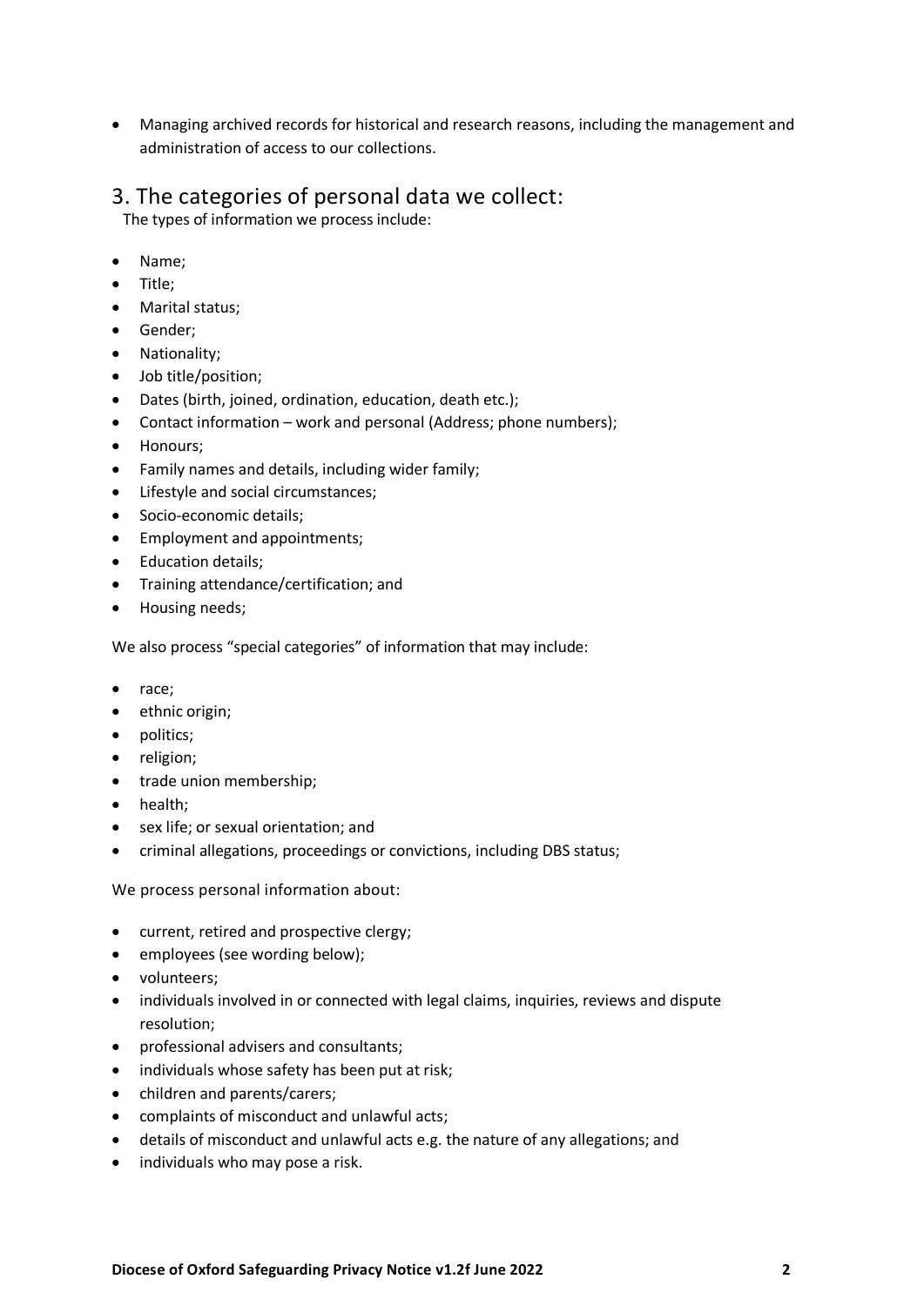- Managing archived records for historical and research reasons, including the management and administration of access to our collections.

## 3. The categories of personal data we collect:

The types of information we process include:

- Name;
- Title;
- Marital status;
- Gender;
- Nationality;
- Job title/position;
- Dates (birth, joined, ordination, education, death etc.);
- Contact information – work and personal (Address; phone numbers);
- Honours;
- Family names and details, including wider family;
- Lifestyle and social circumstances;
- Socio-economic details;
- Employment and appointments;
- Education details;
- Training attendance/certification; and
- Housing needs;

We also process "special categories" of information that may include:

- race;
- ethnic origin;
- politics;
- religion;
- trade union membership;
- health;
- sex life; or sexual orientation; and
- criminal allegations, proceedings or convictions, including DBS status;

We process personal information about:

- current, retired and prospective clergy;
- employees (see wording below);
- volunteers;
- individuals involved in or connected with legal claims, inquiries, reviews and dispute resolution;
- professional advisers and consultants;
- individuals whose safety has been put at risk;
- children and parents/carers;
- complaints of misconduct and unlawful acts;
- details of misconduct and unlawful acts e.g. the nature of any allegations; and
- individuals who may pose a risk.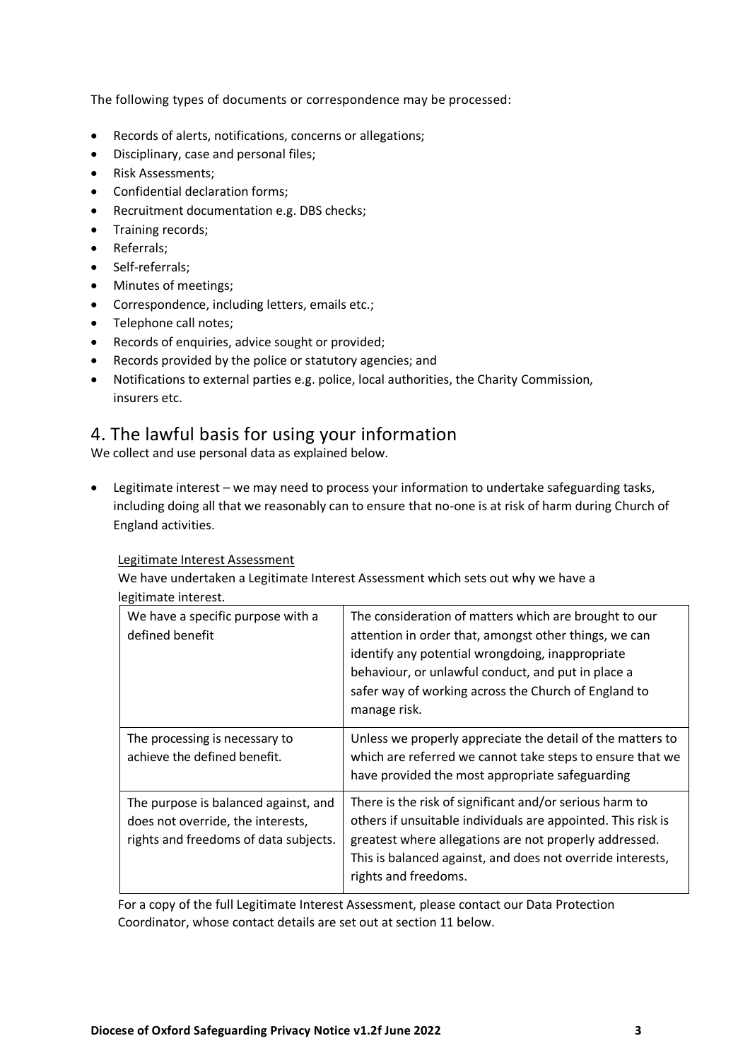The following types of documents or correspondence may be processed:

- Records of alerts, notifications, concerns or allegations;
- Disciplinary, case and personal files;
- Risk Assessments;
- Confidential declaration forms;
- Recruitment documentation e.g. DBS checks;
- Training records;
- Referrals;
- Self-referrals;
- Minutes of meetings;
- Correspondence, including letters, emails etc.;
- Telephone call notes;
- Records of enquiries, advice sought or provided;
- Records provided by the police or statutory agencies; and
- Notifications to external parties e.g. police, local authorities, the Charity Commission, insurers etc.

## 4. The lawful basis for using your information

We collect and use personal data as explained below.

- Legitimate interest – we may need to process your information to undertake safeguarding tasks, including doing all that we reasonably can to ensure that no-one is at risk of harm during Church of England activities.

Legitimate Interest Assessment

We have undertaken a Legitimate Interest Assessment which sets out why we have a legitimate interest.

| | |
|---|---|
| We have a specific purpose with a defined benefit | The consideration of matters which are brought to our attention in order that, amongst other things, we can identify any potential wrongdoing, inappropriate behaviour, or unlawful conduct, and put in place a safer way of working across the Church of England to manage risk. |
| The processing is necessary to achieve the defined benefit. | Unless we properly appreciate the detail of the matters to which are referred we cannot take steps to ensure that we have provided the most appropriate safeguarding |
| The purpose is balanced against, and does not override, the interests, rights and freedoms of data subjects. | There is the risk of significant and/or serious harm to others if unsuitable individuals are appointed. This risk is greatest where allegations are not properly addressed. This is balanced against, and does not override interests, rights and freedoms. |

For a copy of the full Legitimate Interest Assessment, please contact our Data Protection Coordinator, whose contact details are set out at section 11 below.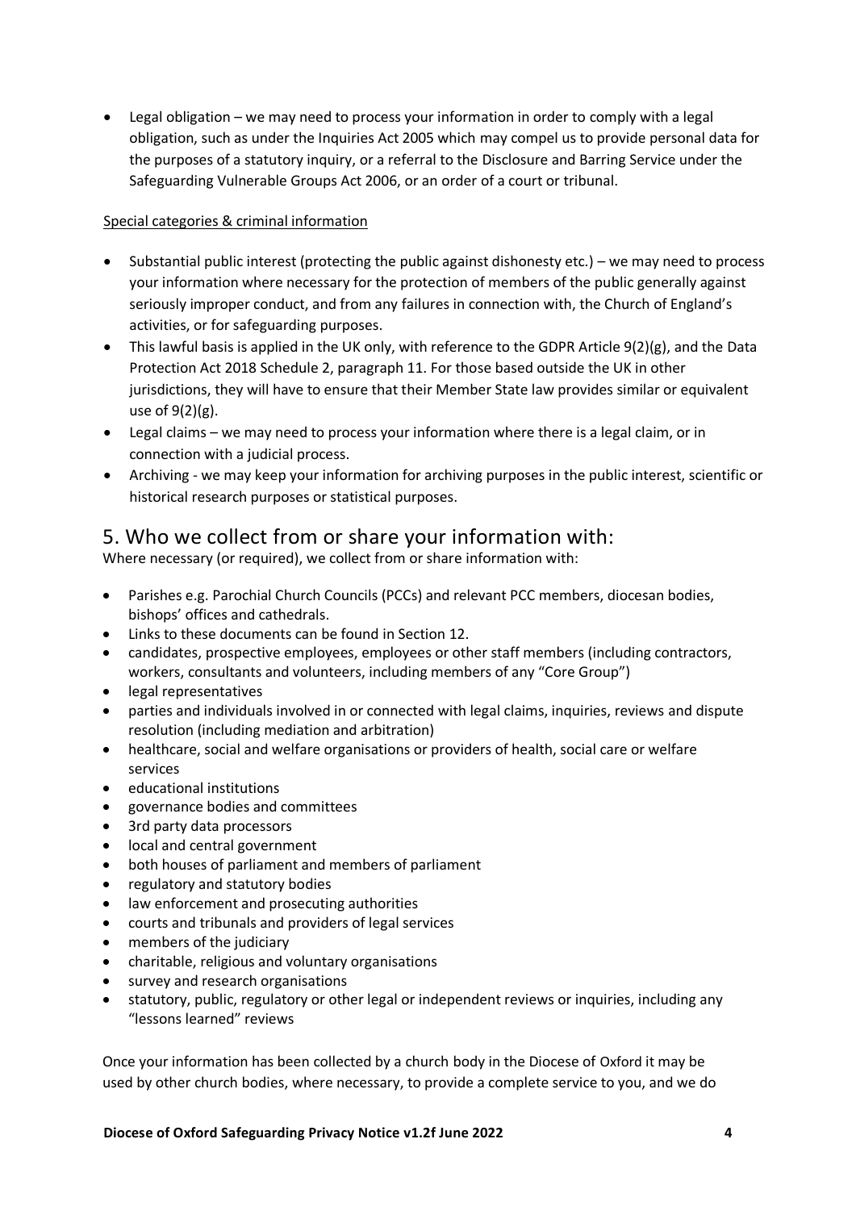- Legal obligation – we may need to process your information in order to comply with a legal obligation, such as under the Inquiries Act 2005 which may compel us to provide personal data for the purposes of a statutory inquiry, or a referral to the Disclosure and Barring Service under the Safeguarding Vulnerable Groups Act 2006, or an order of a court or tribunal.

Special categories & criminal information

- Substantial public interest (protecting the public against dishonesty etc.) – we may need to process your information where necessary for the protection of members of the public generally against seriously improper conduct, and from any failures in connection with, the Church of England's activities, or for safeguarding purposes.
- This lawful basis is applied in the UK only, with reference to the GDPR Article 9(2)(g), and the Data Protection Act 2018 Schedule 2, paragraph 11. For those based outside the UK in other jurisdictions, they will have to ensure that their Member State law provides similar or equivalent use of 9(2)(g).
- Legal claims – we may need to process your information where there is a legal claim, or in connection with a judicial process.
- Archiving - we may keep your information for archiving purposes in the public interest, scientific or historical research purposes or statistical purposes.

## 5. Who we collect from or share your information with:

Where necessary (or required), we collect from or share information with:

- Parishes e.g. Parochial Church Councils (PCCs) and relevant PCC members, diocesan bodies, bishops' offices and cathedrals.
- Links to these documents can be found in Section 12.
- candidates, prospective employees, employees or other staff members (including contractors, workers, consultants and volunteers, including members of any "Core Group")
- legal representatives
- parties and individuals involved in or connected with legal claims, inquiries, reviews and dispute resolution (including mediation and arbitration)
- healthcare, social and welfare organisations or providers of health, social care or welfare services
- educational institutions
- governance bodies and committees
- 3rd party data processors
- local and central government
- both houses of parliament and members of parliament
- regulatory and statutory bodies
- law enforcement and prosecuting authorities
- courts and tribunals and providers of legal services
- members of the judiciary
- charitable, religious and voluntary organisations
- survey and research organisations
- statutory, public, regulatory or other legal or independent reviews or inquiries, including any "lessons learned" reviews

Once your information has been collected by a church body in the Diocese of Oxford it may be used by other church bodies, where necessary, to provide a complete service to you, and we do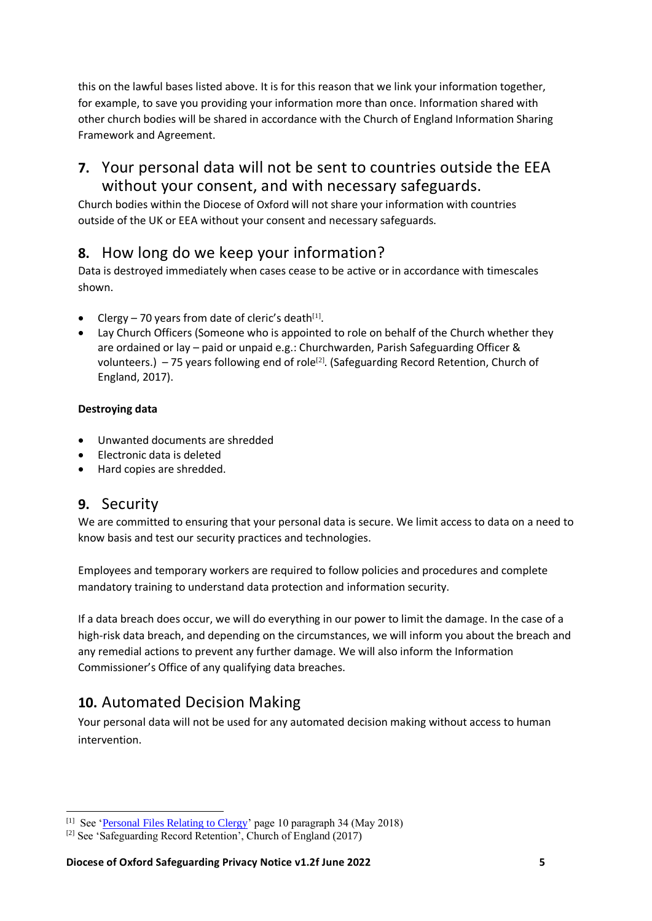this on the lawful bases listed above. It is for this reason that we link your information together, for example, to save you providing your information more than once. Information shared with other church bodies will be shared in accordance with the Church of England Information Sharing Framework and Agreement.

## 7. Your personal data will not be sent to countries outside the EEA without your consent, and with necessary safeguards.

Church bodies within the Diocese of Oxford will not share your information with countries outside of the UK or EEA without your consent and necessary safeguards.

## 8. How long do we keep your information?

Data is destroyed immediately when cases cease to be active or in accordance with timescales shown.

- Clergy – 70 years from date of cleric's death[1].
- Lay Church Officers (Someone who is appointed to role on behalf of the Church whether they are ordained or lay – paid or unpaid e.g.: Churchwarden, Parish Safeguarding Officer & volunteers.) – 75 years following end of role[2]. (Safeguarding Record Retention, Church of England, 2017).

**Destroying data**

- Unwanted documents are shredded
- Electronic data is deleted
- Hard copies are shredded.

## 9. Security

We are committed to ensuring that your personal data is secure. We limit access to data on a need to know basis and test our security practices and technologies.

Employees and temporary workers are required to follow policies and procedures and complete mandatory training to understand data protection and information security.

If a data breach does occur, we will do everything in our power to limit the damage. In the case of a high-risk data breach, and depending on the circumstances, we will inform you about the breach and any remedial actions to prevent any further damage. We will also inform the Information Commissioner's Office of any qualifying data breaches.

## 10. Automated Decision Making

Your personal data will not be used for any automated decision making without access to human intervention.

---

[1] See 'Personal Files Relating to Clergy' page 10 paragraph 34 (May 2018)

[2] See 'Safeguarding Record Retention', Church of England (2017)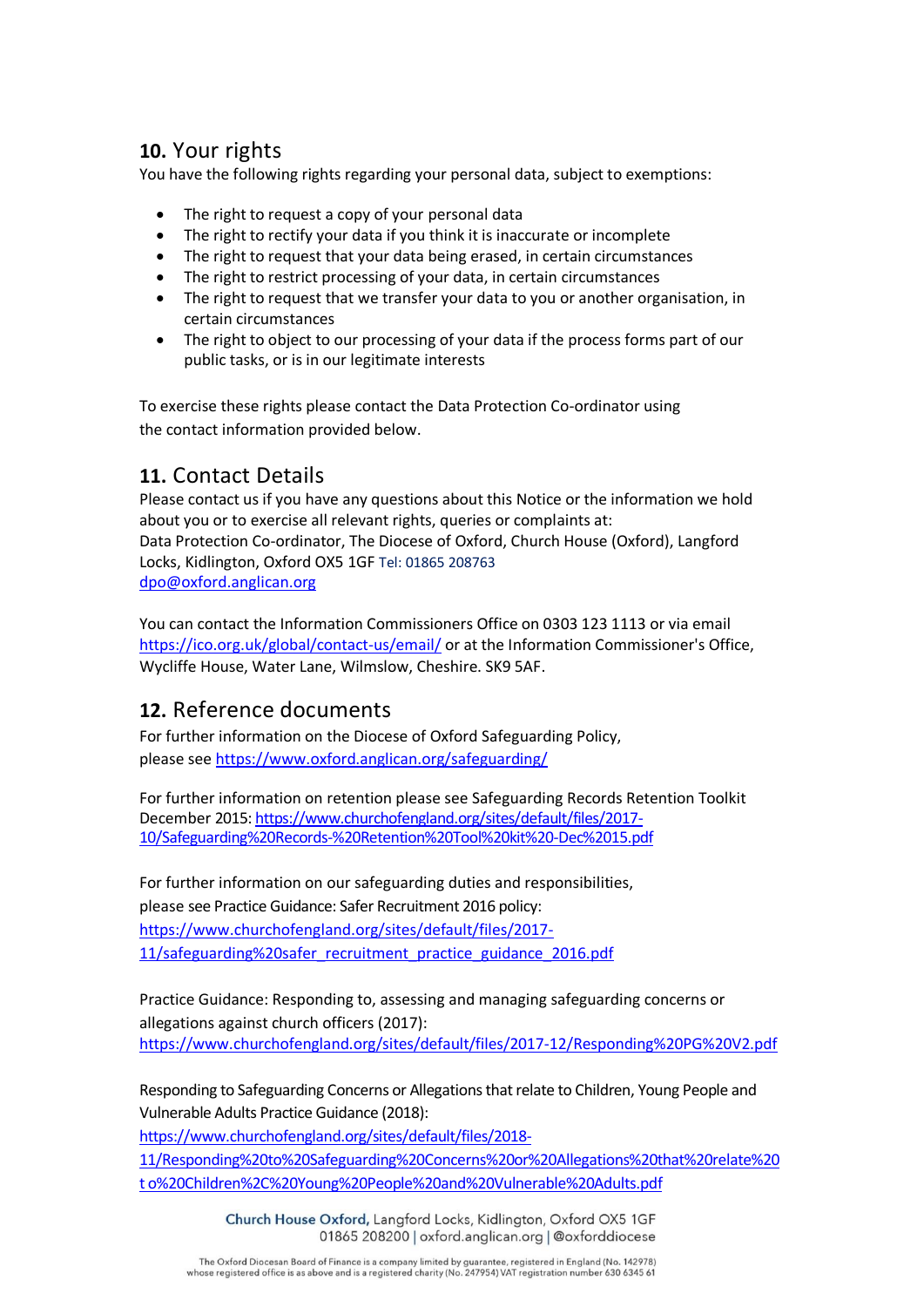## **10.** Your rights

You have the following rights regarding your personal data, subject to exemptions:

- The right to request a copy of your personal data
- The right to rectify your data if you think it is inaccurate or incomplete
- The right to request that your data being erased, in certain circumstances
- The right to restrict processing of your data, in certain circumstances
- The right to request that we transfer your data to you or another organisation, in certain circumstances
- The right to object to our processing of your data if the process forms part of our public tasks, or is in our legitimate interests

To exercise these rights please contact the Data Protection Co-ordinator using the contact information provided below.

## **11.** Contact Details

Please contact us if you have any questions about this Notice or the information we hold about you or to exercise all relevant rights, queries or complaints at:
Data Protection Co-ordinator, The Diocese of Oxford, Church House (Oxford), Langford Locks, Kidlington, Oxford OX5 1GF Tel: 01865 208763
dpo@oxford.anglican.org

You can contact the Information Commissioners Office on 0303 123 1113 or via email https://ico.org.uk/global/contact-us/email/ or at the Information Commissioner's Office, Wycliffe House, Water Lane, Wilmslow, Cheshire. SK9 5AF.

## **12.** Reference documents

For further information on the Diocese of Oxford Safeguarding Policy, please see https://www.oxford.anglican.org/safeguarding/

For further information on retention please see Safeguarding Records Retention Toolkit December 2015: https://www.churchofengland.org/sites/default/files/2017-10/Safeguarding%20Records-%20Retention%20Tool%20kit%20-Dec%2015.pdf

For further information on our safeguarding duties and responsibilities, please see Practice Guidance: Safer Recruitment 2016 policy: https://www.churchofengland.org/sites/default/files/2017-11/safeguarding%20safer_recruitment_practice_guidance_2016.pdf

Practice Guidance: Responding to, assessing and managing safeguarding concerns or allegations against church officers (2017): https://www.churchofengland.org/sites/default/files/2017-12/Responding%20PG%20V2.pdf

Responding to Safeguarding Concerns or Allegations that relate to Children, Young People and Vulnerable Adults Practice Guidance (2018): https://www.churchofengland.org/sites/default/files/2018-11/Responding%20to%20Safeguarding%20Concerns%20or%20Allegations%20that%20relate%20t o%20Children%2C%20Young%20People%20and%20Vulnerable%20Adults.pdf

**Church House Oxford,** Langford Locks, Kidlington, Oxford OX5 1GF
01865 208200 | oxford.anglican.org | @oxforddiocese

The Oxford Diocesan Board of Finance is a company limited by guarantee, registered in England (No. 142978) whose registered office is as above and is a registered charity (No. 247954) VAT registration number 630 6345 61